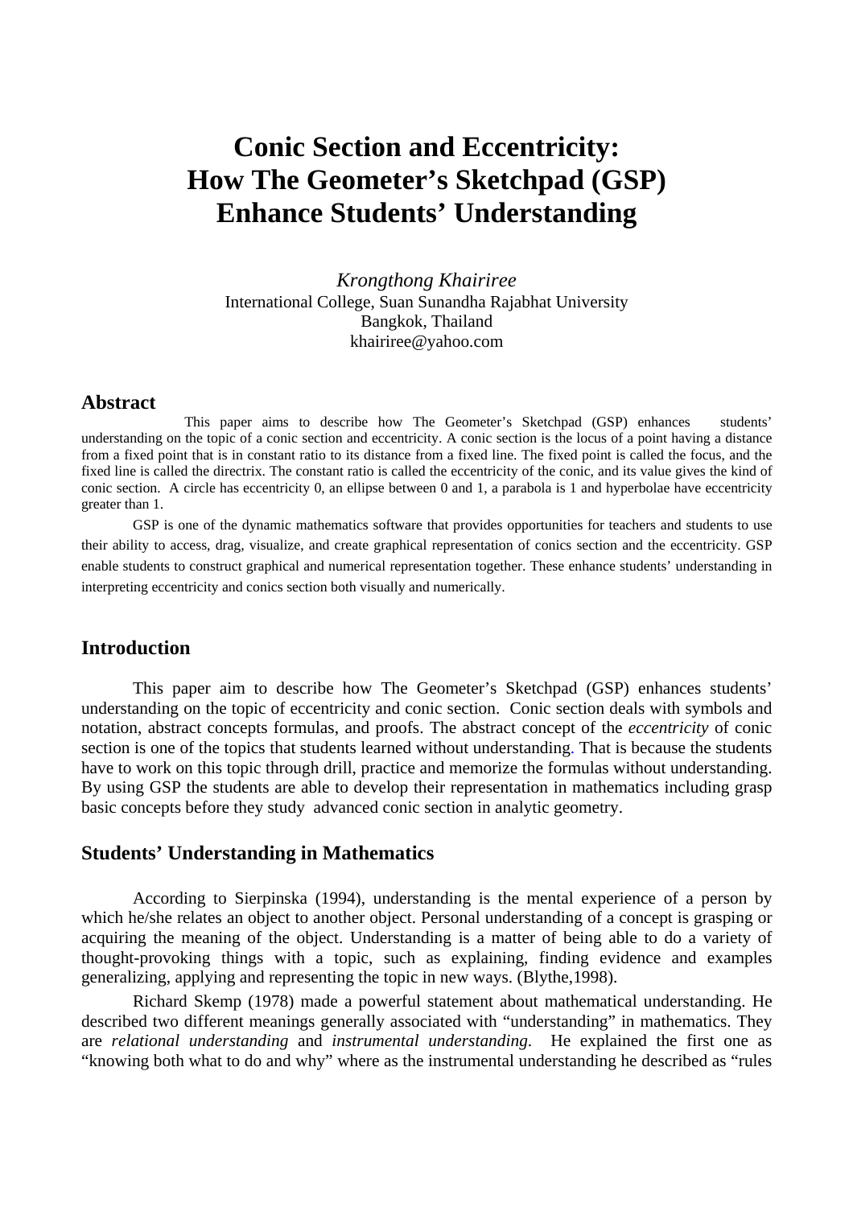# Conic Section and Eccentricity: How The Geometer's Sketchpad (GSP) Enhance Students' Understanding

*Krongthong Khairiree*
International College, Suan Sunandha Rajabhat University
Bangkok, Thailand
khairiree@yahoo.com

## Abstract

This paper aims to describe how The Geometer's Sketchpad (GSP) enhances students' understanding on the topic of a conic section and eccentricity. A conic section is the locus of a point having a distance from a fixed point that is in constant ratio to its distance from a fixed line. The fixed point is called the focus, and the fixed line is called the directrix. The constant ratio is called the eccentricity of the conic, and its value gives the kind of conic section. A circle has eccentricity 0, an ellipse between 0 and 1, a parabola is 1 and hyperbolae have eccentricity greater than 1.

GSP is one of the dynamic mathematics software that provides opportunities for teachers and students to use their ability to access, drag, visualize, and create graphical representation of conics section and the eccentricity. GSP enable students to construct graphical and numerical representation together. These enhance students' understanding in interpreting eccentricity and conics section both visually and numerically.

## Introduction

This paper aim to describe how The Geometer's Sketchpad (GSP) enhances students' understanding on the topic of eccentricity and conic section. Conic section deals with symbols and notation, abstract concepts formulas, and proofs. The abstract concept of the *eccentricity* of conic section is one of the topics that students learned without understanding. That is because the students have to work on this topic through drill, practice and memorize the formulas without understanding. By using GSP the students are able to develop their representation in mathematics including grasp basic concepts before they study advanced conic section in analytic geometry.

## Students' Understanding in Mathematics

According to Sierpinska (1994), understanding is the mental experience of a person by which he/she relates an object to another object. Personal understanding of a concept is grasping or acquiring the meaning of the object. Understanding is a matter of being able to do a variety of thought-provoking things with a topic, such as explaining, finding evidence and examples generalizing, applying and representing the topic in new ways. (Blythe,1998).

Richard Skemp (1978) made a powerful statement about mathematical understanding. He described two different meanings generally associated with "understanding" in mathematics. They are *relational understanding* and *instrumental understanding.* He explained the first one as "knowing both what to do and why" where as the instrumental understanding he described as "rules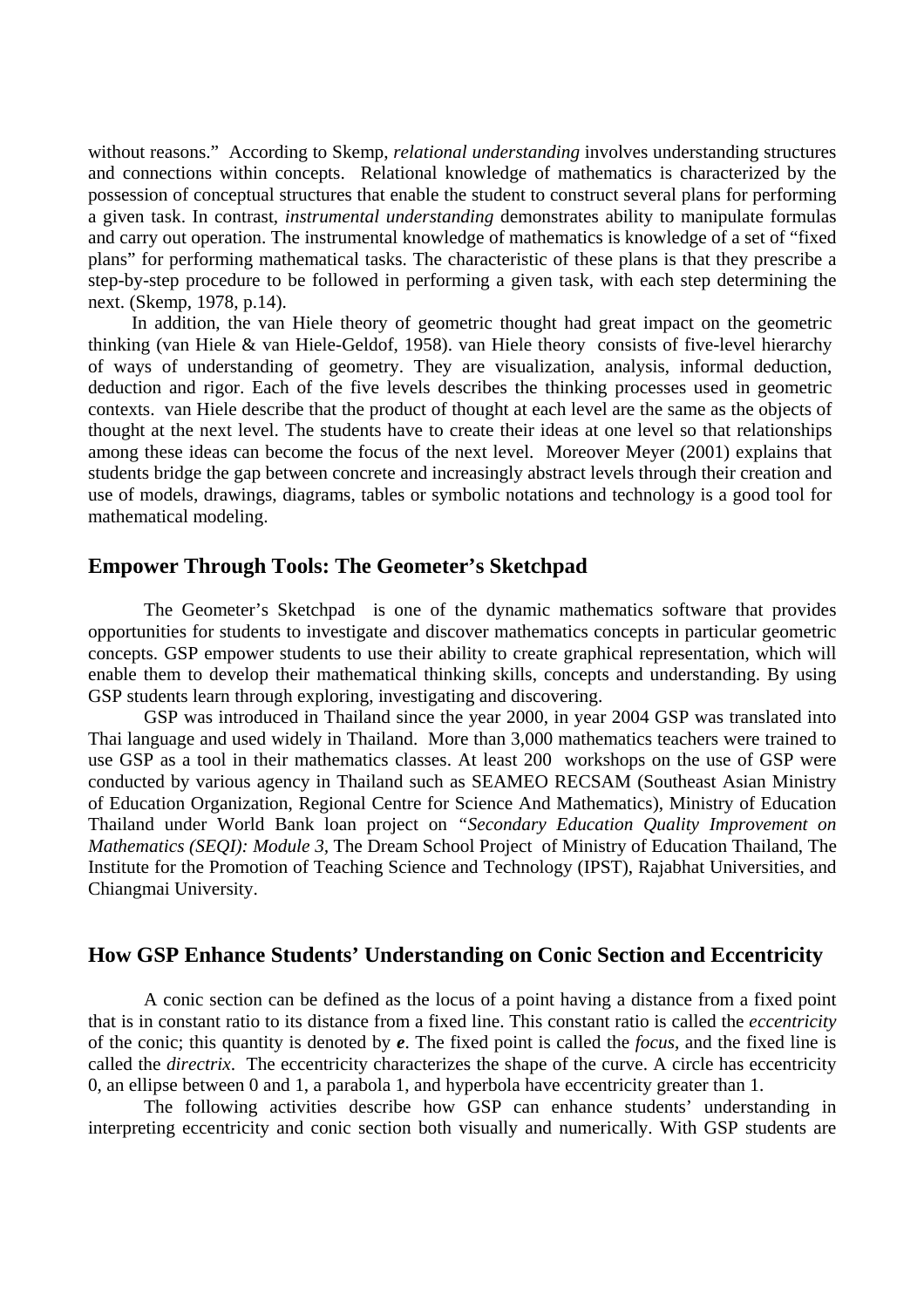without reasons." According to Skemp, *relational understanding* involves understanding structures and connections within concepts. Relational knowledge of mathematics is characterized by the possession of conceptual structures that enable the student to construct several plans for performing a given task. In contrast, *instrumental understanding* demonstrates ability to manipulate formulas and carry out operation. The instrumental knowledge of mathematics is knowledge of a set of "fixed plans" for performing mathematical tasks. The characteristic of these plans is that they prescribe a step-by-step procedure to be followed in performing a given task, with each step determining the next. (Skemp, 1978, p.14).

In addition, the van Hiele theory of geometric thought had great impact on the geometric thinking (van Hiele & van Hiele-Geldof, 1958). van Hiele theory consists of five-level hierarchy of ways of understanding of geometry. They are visualization, analysis, informal deduction, deduction and rigor. Each of the five levels describes the thinking processes used in geometric contexts. van Hiele describe that the product of thought at each level are the same as the objects of thought at the next level. The students have to create their ideas at one level so that relationships among these ideas can become the focus of the next level. Moreover Meyer (2001) explains that students bridge the gap between concrete and increasingly abstract levels through their creation and use of models, drawings, diagrams, tables or symbolic notations and technology is a good tool for mathematical modeling.

## Empower Through Tools: The Geometer's Sketchpad

The Geometer's Sketchpad is one of the dynamic mathematics software that provides opportunities for students to investigate and discover mathematics concepts in particular geometric concepts. GSP empower students to use their ability to create graphical representation, which will enable them to develop their mathematical thinking skills, concepts and understanding. By using GSP students learn through exploring, investigating and discovering.

GSP was introduced in Thailand since the year 2000, in year 2004 GSP was translated into Thai language and used widely in Thailand. More than 3,000 mathematics teachers were trained to use GSP as a tool in their mathematics classes. At least 200 workshops on the use of GSP were conducted by various agency in Thailand such as SEAMEO RECSAM (Southeast Asian Ministry of Education Organization, Regional Centre for Science And Mathematics), Ministry of Education Thailand under World Bank loan project on "*Secondary Education Quality Improvement on Mathematics (SEQI): Module 3*, The Dream School Project of Ministry of Education Thailand, The Institute for the Promotion of Teaching Science and Technology (IPST), Rajabhat Universities, and Chiangmai University.

## How GSP Enhance Students' Understanding on Conic Section and Eccentricity

A conic section can be defined as the locus of a point having a distance from a fixed point that is in constant ratio to its distance from a fixed line. This constant ratio is called the *eccentricity* of the conic; this quantity is denoted by $\boldsymbol{e}$. The fixed point is called the *focus*, and the fixed line is called the *directrix*. The eccentricity characterizes the shape of the curve. A circle has eccentricity 0, an ellipse between 0 and 1, a parabola 1, and hyperbola have eccentricity greater than 1.

The following activities describe how GSP can enhance students' understanding in interpreting eccentricity and conic section both visually and numerically. With GSP students are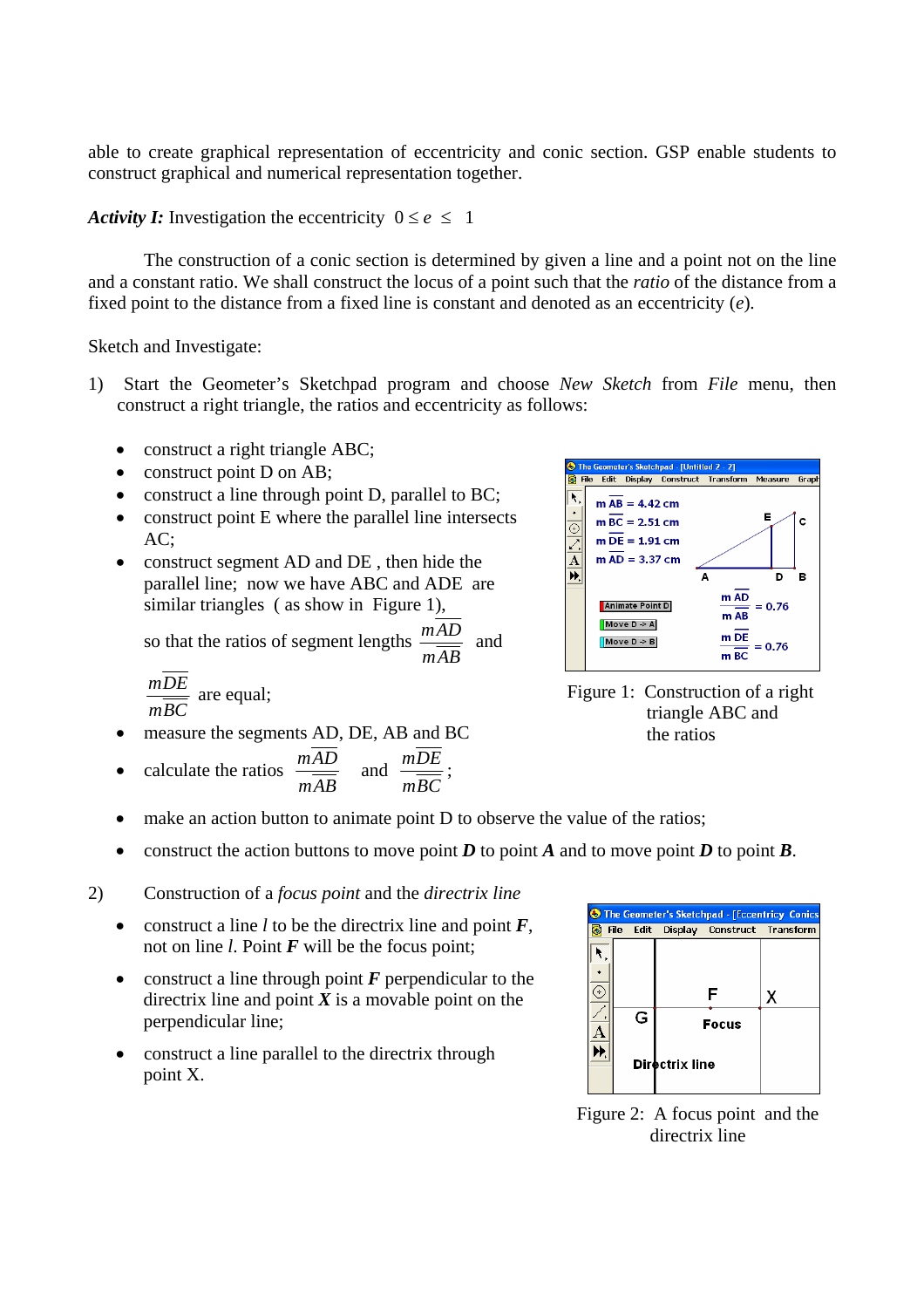able to create graphical representation of eccentricity and conic section. GSP enable students to construct graphical and numerical representation together.

***Activity I:*** Investigation the eccentricity $0 \le e \le 1$

The construction of a conic section is determined by given a line and a point not on the line and a constant ratio. We shall construct the locus of a point such that the *ratio* of the distance from a fixed point to the distance from a fixed line is constant and denoted as an eccentricity ($e$).

Sketch and Investigate:

1) Start the Geometer's Sketchpad program and choose *New Sketch* from *File* menu, then construct a right triangle, the ratios and eccentricity as follows:

- construct a right triangle ABC;
- construct point D on AB;
- construct a line through point D, parallel to BC;
- construct point E where the parallel line intersects AC;
- construct segment AD and DE , then hide the parallel line; now we have ABC and ADE are similar triangles ( as show in Figure 1), so that the ratios of segment lengths $\frac{m\overline{AD}}{m\overline{AB}}$ and $\frac{m\overline{DE}}{m\overline{BC}}$ are equal;
- measure the segments AD, DE, AB and BC
- calculate the ratios $\frac{m\overline{AD}}{m\overline{AB}}$ and $\frac{m\overline{DE}}{m\overline{BC}}$;
- make an action button to animate point D to observe the value of the ratios;
- construct the action buttons to move point ***D*** to point ***A*** and to move point ***D*** to point ***B***.

Figure 1: Construction of a right triangle ABC and the ratios

2) Construction of a *focus point* and the *directrix line*

- construct a line $l$ to be the directrix line and point ***F***, not on line $l$. Point ***F*** will be the focus point;
- construct a line through point ***F*** perpendicular to the directrix line and point ***X*** is a movable point on the perpendicular line;
- construct a line parallel to the directrix through point X.

Figure 2: A focus point and the directrix line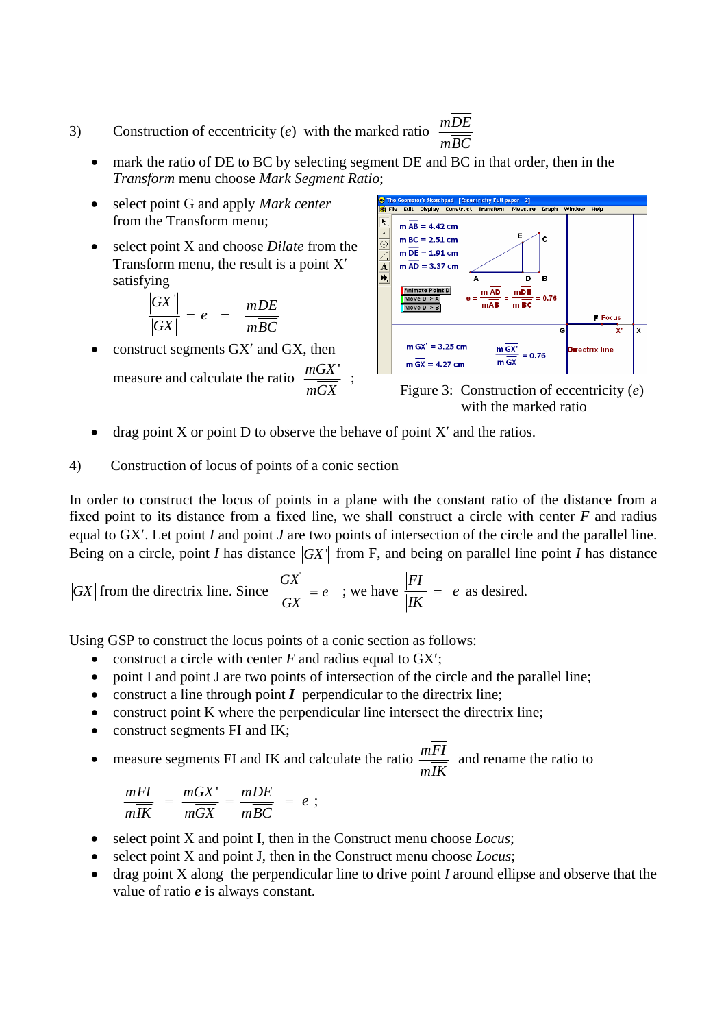3) Construction of eccentricity ($e$) with the marked ratio $\frac{m\overline{DE}}{m\overline{BC}}$

- mark the ratio of DE to BC by selecting segment DE and BC in that order, then in the *Transform* menu choose *Mark Segment Ratio*;
- select point G and apply *Mark center* from the Transform menu;
- select point X and choose *Dilate* from the Transform menu, the result is a point X′ satisfying
  $$\frac{|GX'|}{|GX|} = e = \frac{m\overline{DE}}{m\overline{BC}}$$
- construct segments GX′ and GX, then measure and calculate the ratio $\frac{m\overline{GX'}}{m\overline{GX}}$ ;

Figure 3: Construction of eccentricity ($e$) with the marked ratio

- drag point X or point D to observe the behave of point X′ and the ratios.

4) Construction of locus of points of a conic section

In order to construct the locus of points in a plane with the constant ratio of the distance from a fixed point to its distance from a fixed line, we shall construct a circle with center $F$ and radius equal to GX′. Let point $I$ and point $J$ are two points of intersection of the circle and the parallel line. Being on a circle, point $I$ has distance $|GX'|$ from F, and being on parallel line point $I$ has distance $|GX|$ from the directrix line. Since $\frac{|GX'|}{|GX|} = e$ ; we have $\frac{|FI|}{|IK|} = e$ as desired.

Using GSP to construct the locus points of a conic section as follows:

- construct a circle with center $F$ and radius equal to GX′;
- point I and point J are two points of intersection of the circle and the parallel line;
- construct a line through point $\boldsymbol{I}$ perpendicular to the directrix line;
- construct point K where the perpendicular line intersect the directrix line;
- construct segments FI and IK;
- measure segments FI and IK and calculate the ratio $\frac{m\overline{FI}}{m\overline{IK}}$ and rename the ratio to
  $$\frac{m\overline{FI}}{m\overline{IK}} = \frac{m\overline{GX'}}{m\overline{GX}} = \frac{m\overline{DE}}{m\overline{BC}} = e \;;$$
- select point X and point I, then in the Construct menu choose *Locus*;
- select point X and point J, then in the Construct menu choose *Locus*;
- drag point X along the perpendicular line to drive point $I$ around ellipse and observe that the value of ratio $\boldsymbol{e}$ is always constant.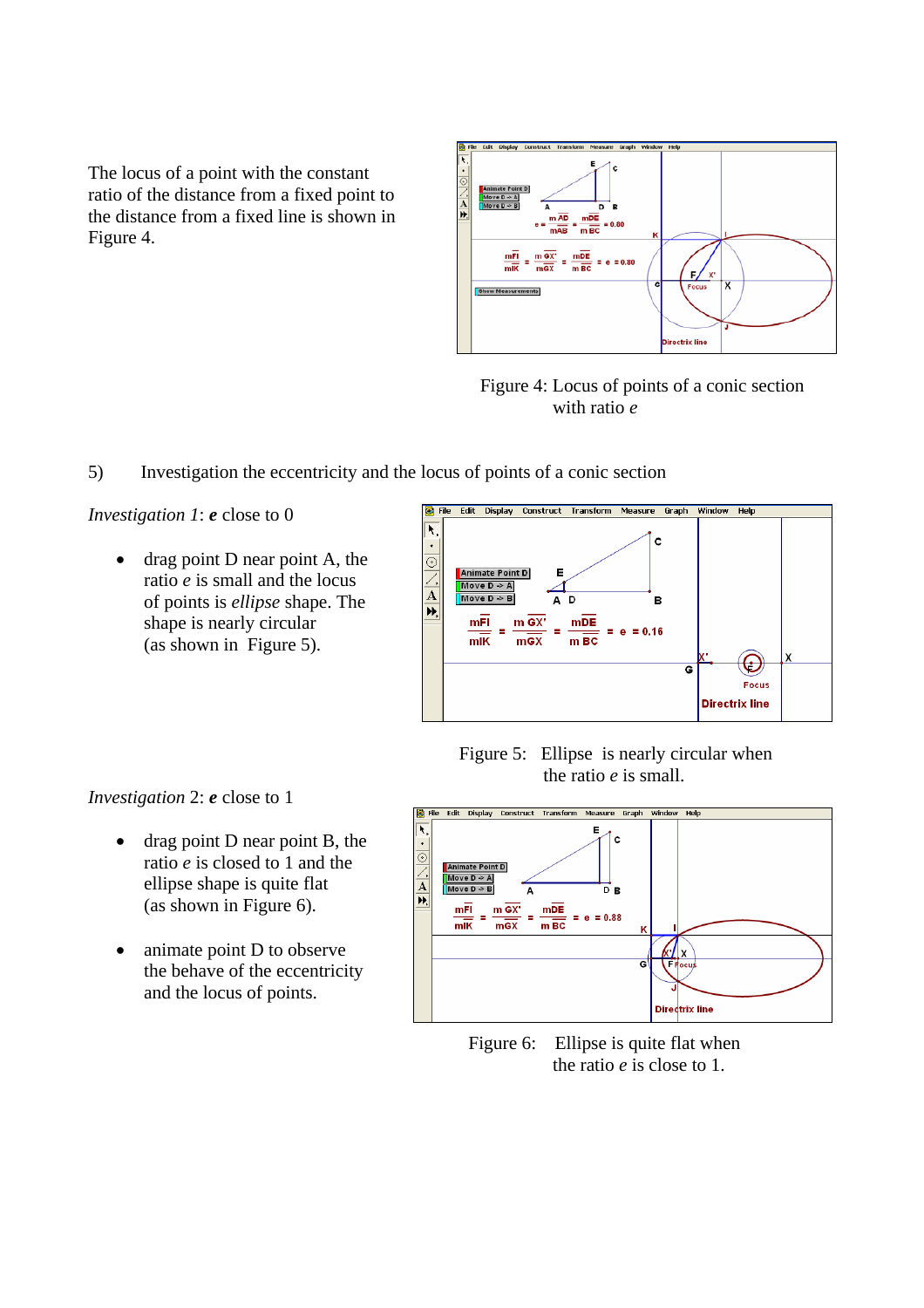The locus of a point with the constant ratio of the distance from a fixed point to the distance from a fixed line is shown in Figure 4.

Figure 4: Locus of points of a conic section with ratio *e*

5) Investigation the eccentricity and the locus of points of a conic section

*Investigation 1*: ***e*** close to 0

- drag point D near point A, the ratio *e* is small and the locus of points is *ellipse* shape. The shape is nearly circular (as shown in Figure 5).

Figure 5: Ellipse is nearly circular when the ratio *e* is small.

*Investigation 2*: ***e*** close to 1

- drag point D near point B, the ratio *e* is closed to 1 and the ellipse shape is quite flat (as shown in Figure 6).

- animate point D to observe the behave of the eccentricity and the locus of points.

Figure 6: Ellipse is quite flat when the ratio *e* is close to 1.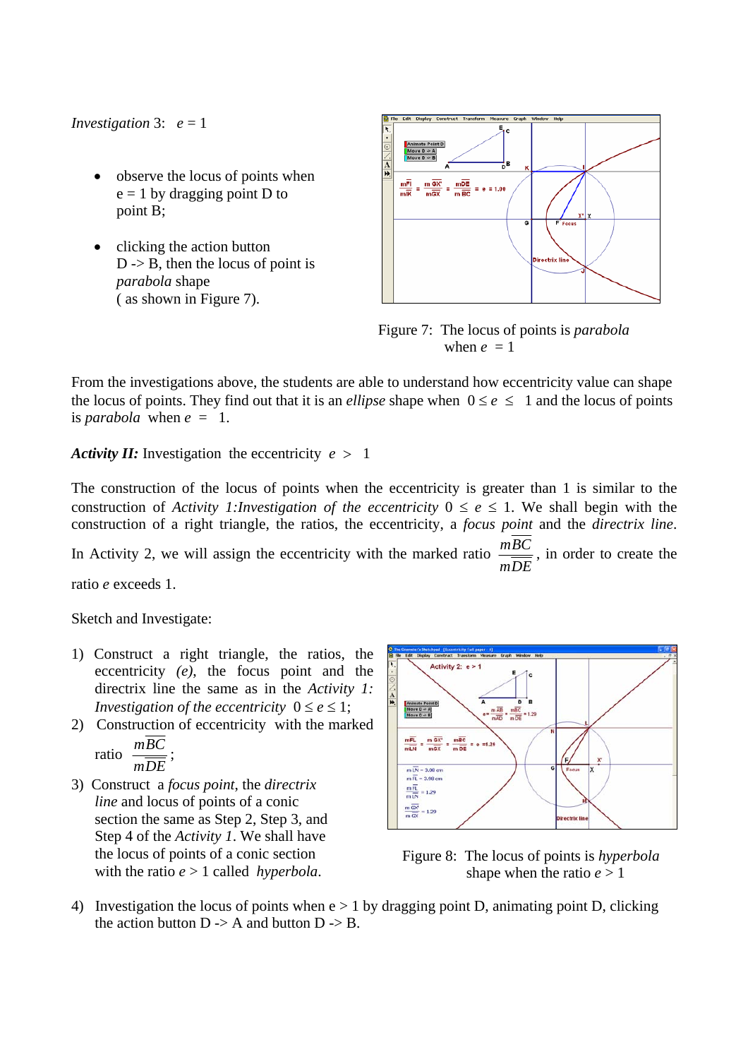*Investigation* 3: $e = 1$

- observe the locus of points when e = 1 by dragging point D to point B;
- clicking the action button D -> B, then the locus of point is *parabola* shape ( as shown in Figure 7).

Figure 7: The locus of points is *parabola* when $e = 1$

From the investigations above, the students are able to understand how eccentricity value can shape the locus of points. They find out that it is an *ellipse* shape when $0 \le e \le 1$ and the locus of points is *parabola* when $e = 1$.

***Activity II:*** Investigation the eccentricity $e > 1$

The construction of the locus of points when the eccentricity is greater than 1 is similar to the construction of *Activity 1:Investigation of the eccentricity* $0 \le e \le 1$. We shall begin with the construction of a right triangle, the ratios, the eccentricity, a *focus point* and the *directrix line*. In Activity 2, we will assign the eccentricity with the marked ratio $\frac{m\overline{BC}}{m\overline{DE}}$, in order to create the ratio $e$ exceeds 1.

Sketch and Investigate:

1) Construct a right triangle, the ratios, the eccentricity *(e)*, the focus point and the directrix line the same as in the *Activity 1: Investigation of the eccentricity* $0 \le e \le 1$;
2) Construction of eccentricity with the marked ratio $\frac{m\overline{BC}}{m\overline{DE}}$;
3) Construct a *focus point*, the *directrix line* and locus of points of a conic section the same as Step 2, Step 3, and Step 4 of the *Activity 1*. We shall have the locus of points of a conic section with the ratio $e > 1$ called *hyperbola*.

Figure 8: The locus of points is *hyperbola* shape when the ratio $e > 1$

4) Investigation the locus of points when e > 1 by dragging point D, animating point D, clicking the action button D -> A and button D -> B.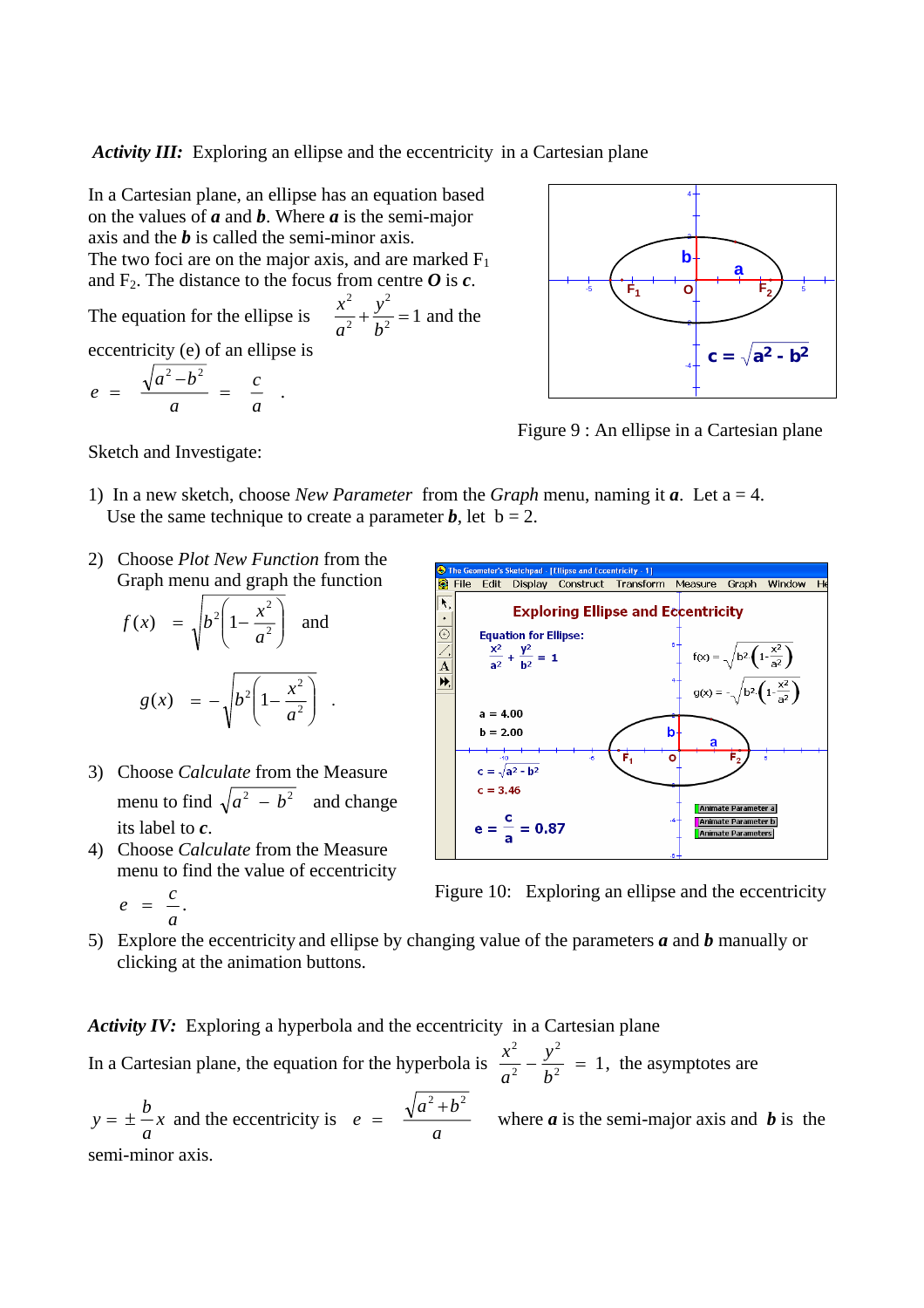***Activity III:*** Exploring an ellipse and the eccentricity in a Cartesian plane

In a Cartesian plane, an ellipse has an equation based on the values of ***a*** and ***b***. Where ***a*** is the semi-major axis and the ***b*** is called the semi-minor axis.
The two foci are on the major axis, and are marked $F_1$ and $F_2$. The distance to the focus from centre ***O*** is ***c***.

The equation for the ellipse is $\dfrac{x^2}{a^2}+\dfrac{y^2}{b^2}=1$ and the eccentricity (e) of an ellipse is

$$e = \frac{\sqrt{a^2-b^2}}{a} = \frac{c}{a}.$$

Figure 9 : An ellipse in a Cartesian plane

Sketch and Investigate:

1) In a new sketch, choose *New Parameter* from the *Graph* menu, naming it ***a***. Let a = 4. Use the same technique to create a parameter ***b***, let b = 2.

2) Choose *Plot New Function* from the Graph menu and graph the function

$$f(x) = \sqrt{b^2\left(1-\frac{x^2}{a^2}\right)} \quad \text{and}$$

$$g(x) = -\sqrt{b^2\left(1-\frac{x^2}{a^2}\right)} .$$

3) Choose *Calculate* from the Measure menu to find $\sqrt{a^2-b^2}$ and change its label to ***c***.

4) Choose *Calculate* from the Measure menu to find the value of eccentricity $e = \dfrac{c}{a}$.

Figure 10: Exploring an ellipse and the eccentricity

5) Explore the eccentricity and ellipse by changing value of the parameters ***a*** and ***b*** manually or clicking at the animation buttons.

***Activity IV:*** Exploring a hyperbola and the eccentricity in a Cartesian plane

In a Cartesian plane, the equation for the hyperbola is $\dfrac{x^2}{a^2}-\dfrac{y^2}{b^2}=1$, the asymptotes are $y=\pm\dfrac{b}{a}x$ and the eccentricity is $e = \dfrac{\sqrt{a^2+b^2}}{a}$ where ***a*** is the semi-major axis and ***b*** is the semi-minor axis.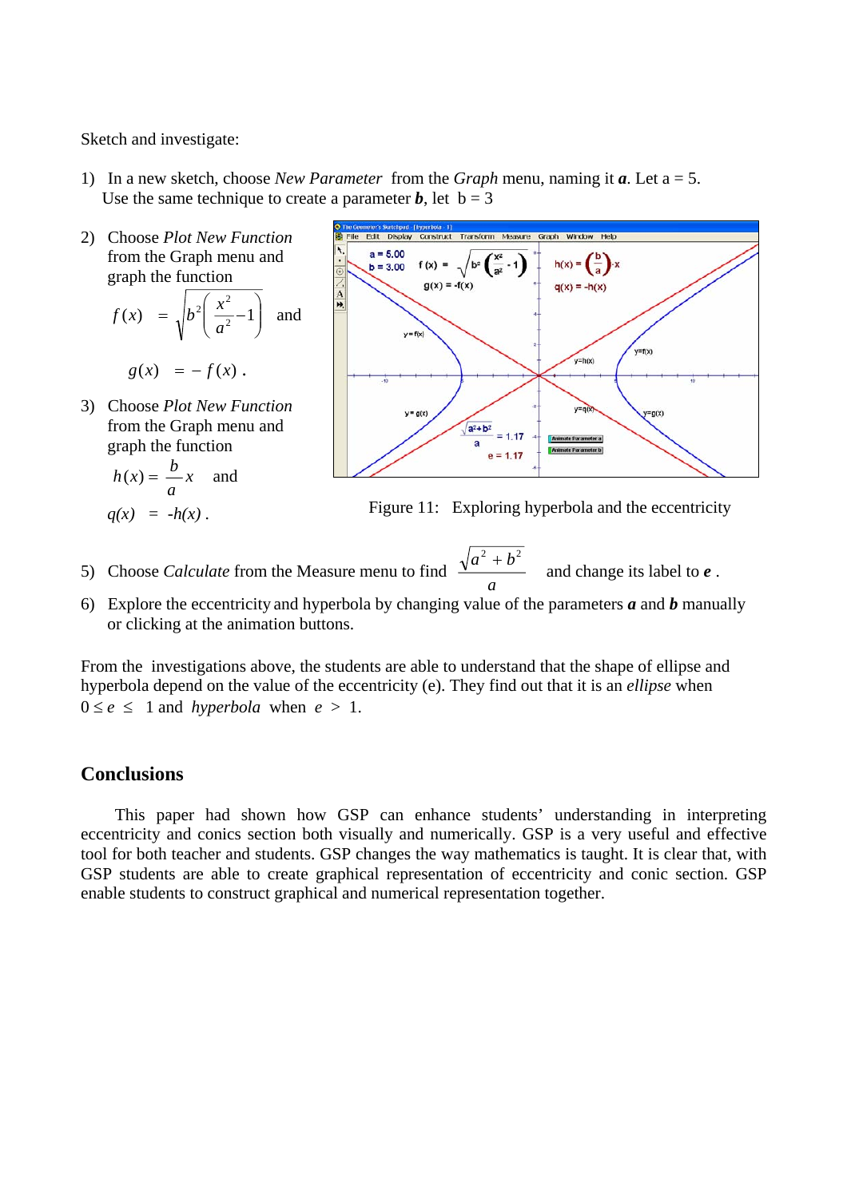Sketch and investigate:

1) In a new sketch, choose *New Parameter* from the *Graph* menu, naming it ***a***. Let a = 5. Use the same technique to create a parameter ***b***, let b = 3

2) Choose *Plot New Function* from the Graph menu and graph the function

$$f(x) = \sqrt{b^2\left(\frac{x^2}{a^2}-1\right)} \quad \text{and}$$

$$g(x) = -f(x).$$

3) Choose *Plot New Function* from the Graph menu and graph the function

$$h(x) = \frac{b}{a}x \quad \text{and}$$

$$q(x) = -h(x).$$

Figure 11: Exploring hyperbola and the eccentricity

5) Choose *Calculate* from the Measure menu to find $\frac{\sqrt{a^2+b^2}}{a}$ and change its label to ***e*** .

6) Explore the eccentricity and hyperbola by changing value of the parameters ***a*** and ***b*** manually or clicking at the animation buttons.

From the investigations above, the students are able to understand that the shape of ellipse and hyperbola depend on the value of the eccentricity (e). They find out that it is an *ellipse* when $0 \le e \le 1$ and *hyperbola* when $e > 1$.

## Conclusions

This paper had shown how GSP can enhance students' understanding in interpreting eccentricity and conics section both visually and numerically. GSP is a very useful and effective tool for both teacher and students. GSP changes the way mathematics is taught. It is clear that, with GSP students are able to create graphical representation of eccentricity and conic section. GSP enable students to construct graphical and numerical representation together.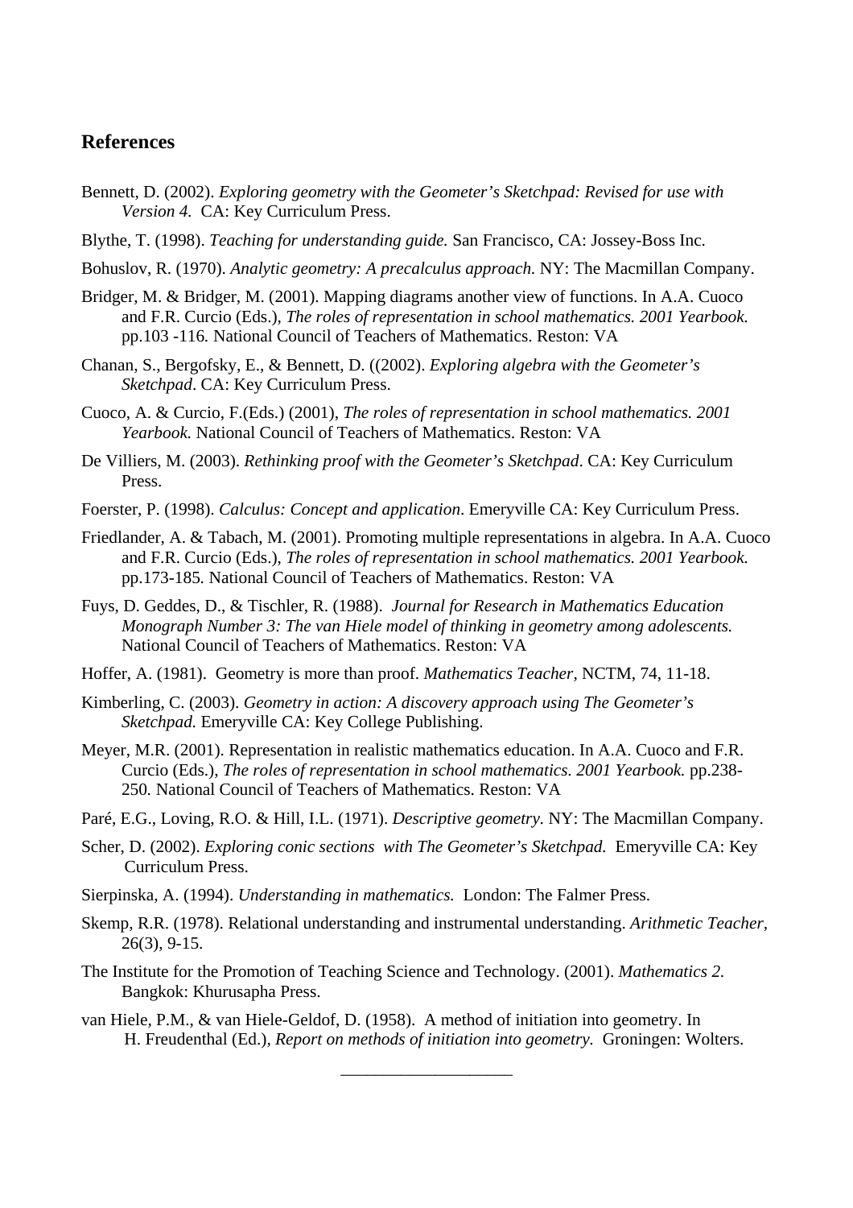## References

Bennett, D. (2002). *Exploring geometry with the Geometer's Sketchpad: Revised for use with Version 4.* CA: Key Curriculum Press.

Blythe, T. (1998). *Teaching for understanding guide.* San Francisco, CA: Jossey-Boss Inc.

Bohuslov, R. (1970). *Analytic geometry: A precalculus approach.* NY: The Macmillan Company.

Bridger, M. & Bridger, M. (2001). Mapping diagrams another view of functions. In A.A. Cuoco and F.R. Curcio (Eds.), *The roles of representation in school mathematics. 2001 Yearbook.* pp.103 -116. National Council of Teachers of Mathematics. Reston: VA

Chanan, S., Bergofsky, E., & Bennett, D. ((2002). *Exploring algebra with the Geometer's Sketchpad*. CA: Key Curriculum Press.

Cuoco, A. & Curcio, F.(Eds.) (2001), *The roles of representation in school mathematics. 2001 Yearbook.* National Council of Teachers of Mathematics. Reston: VA

De Villiers, M. (2003). *Rethinking proof with the Geometer's Sketchpad*. CA: Key Curriculum Press.

Foerster, P. (1998). *Calculus: Concept and application*. Emeryville CA: Key Curriculum Press.

Friedlander, A. & Tabach, M. (2001). Promoting multiple representations in algebra. In A.A. Cuoco and F.R. Curcio (Eds.), *The roles of representation in school mathematics. 2001 Yearbook.* pp.173-185. National Council of Teachers of Mathematics. Reston: VA

Fuys, D. Geddes, D., & Tischler, R. (1988). *Journal for Research in Mathematics Education Monograph Number 3: The van Hiele model of thinking in geometry among adolescents.* National Council of Teachers of Mathematics. Reston: VA

Hoffer, A. (1981). Geometry is more than proof. *Mathematics Teacher,* NCTM, 74, 11-18.

Kimberling, C. (2003). *Geometry in action: A discovery approach using The Geometer's Sketchpad.* Emeryville CA: Key College Publishing.

Meyer, M.R. (2001). Representation in realistic mathematics education. In A.A. Cuoco and F.R. Curcio (Eds.), *The roles of representation in school mathematics. 2001 Yearbook.* pp.238-250. National Council of Teachers of Mathematics. Reston: VA

Paré, E.G., Loving, R.O. & Hill, I.L. (1971). *Descriptive geometry.* NY: The Macmillan Company.

Scher, D. (2002). *Exploring conic sections with The Geometer's Sketchpad.* Emeryville CA: Key Curriculum Press.

Sierpinska, A. (1994). *Understanding in mathematics.* London: The Falmer Press.

Skemp, R.R. (1978). Relational understanding and instrumental understanding. *Arithmetic Teacher,* 26(3), 9-15.

The Institute for the Promotion of Teaching Science and Technology. (2001). *Mathematics 2.* Bangkok: Khurusapha Press.

van Hiele, P.M., & van Hiele-Geldof, D. (1958). A method of initiation into geometry. In H. Freudenthal (Ed.), *Report on methods of initiation into geometry.* Groningen: Wolters.

____________________